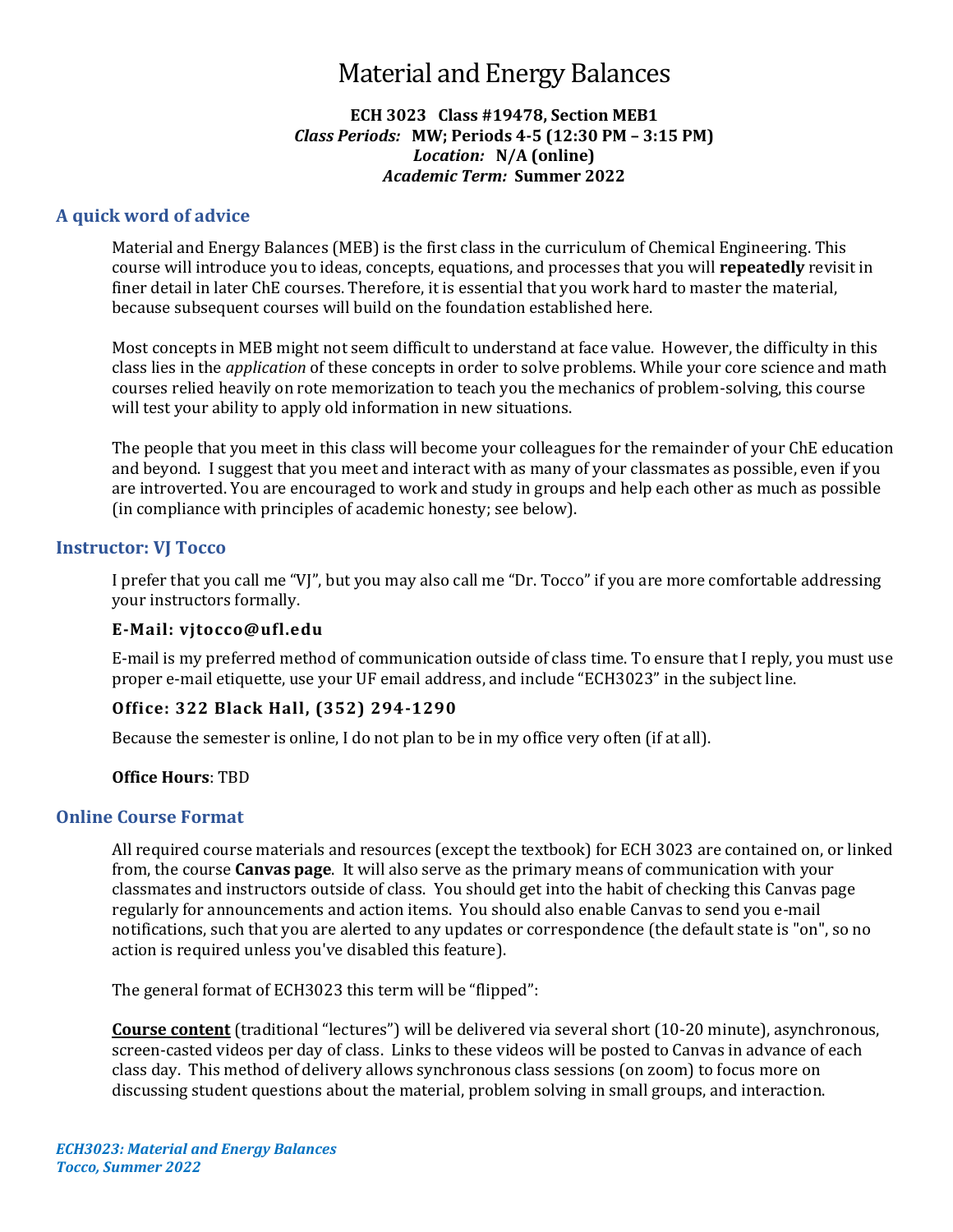# Material and Energy Balances

**ECH 3023 Class #19478, Section MEB1**
***Class Periods:*** **MW; Periods 4-5 (12:30 PM – 3:15 PM)**
***Location:*** **N/A (online)**
***Academic Term:*** **Summer 2022**

## A quick word of advice

Material and Energy Balances (MEB) is the first class in the curriculum of Chemical Engineering. This course will introduce you to ideas, concepts, equations, and processes that you will **repeatedly** revisit in finer detail in later ChE courses. Therefore, it is essential that you work hard to master the material, because subsequent courses will build on the foundation established here.

Most concepts in MEB might not seem difficult to understand at face value. However, the difficulty in this class lies in the *application* of these concepts in order to solve problems. While your core science and math courses relied heavily on rote memorization to teach you the mechanics of problem-solving, this course will test your ability to apply old information in new situations.

The people that you meet in this class will become your colleagues for the remainder of your ChE education and beyond. I suggest that you meet and interact with as many of your classmates as possible, even if you are introverted. You are encouraged to work and study in groups and help each other as much as possible (in compliance with principles of academic honesty; see below).

## Instructor: VJ Tocco

I prefer that you call me "VJ", but you may also call me "Dr. Tocco" if you are more comfortable addressing your instructors formally.

**E-Mail: vjtocco@ufl.edu**

E-mail is my preferred method of communication outside of class time. To ensure that I reply, you must use proper e-mail etiquette, use your UF email address, and include "ECH3023" in the subject line.

**Office: 322 Black Hall, (352) 294-1290**

Because the semester is online, I do not plan to be in my office very often (if at all).

**Office Hours**: TBD

## Online Course Format

All required course materials and resources (except the textbook) for ECH 3023 are contained on, or linked from, the course **Canvas page**. It will also serve as the primary means of communication with your classmates and instructors outside of class. You should get into the habit of checking this Canvas page regularly for announcements and action items. You should also enable Canvas to send you e-mail notifications, such that you are alerted to any updates or correspondence (the default state is "on", so no action is required unless you've disabled this feature).

The general format of ECH3023 this term will be "flipped":

**Course content** (traditional "lectures") will be delivered via several short (10-20 minute), asynchronous, screen-casted videos per day of class. Links to these videos will be posted to Canvas in advance of each class day. This method of delivery allows synchronous class sessions (on zoom) to focus more on discussing student questions about the material, problem solving in small groups, and interaction.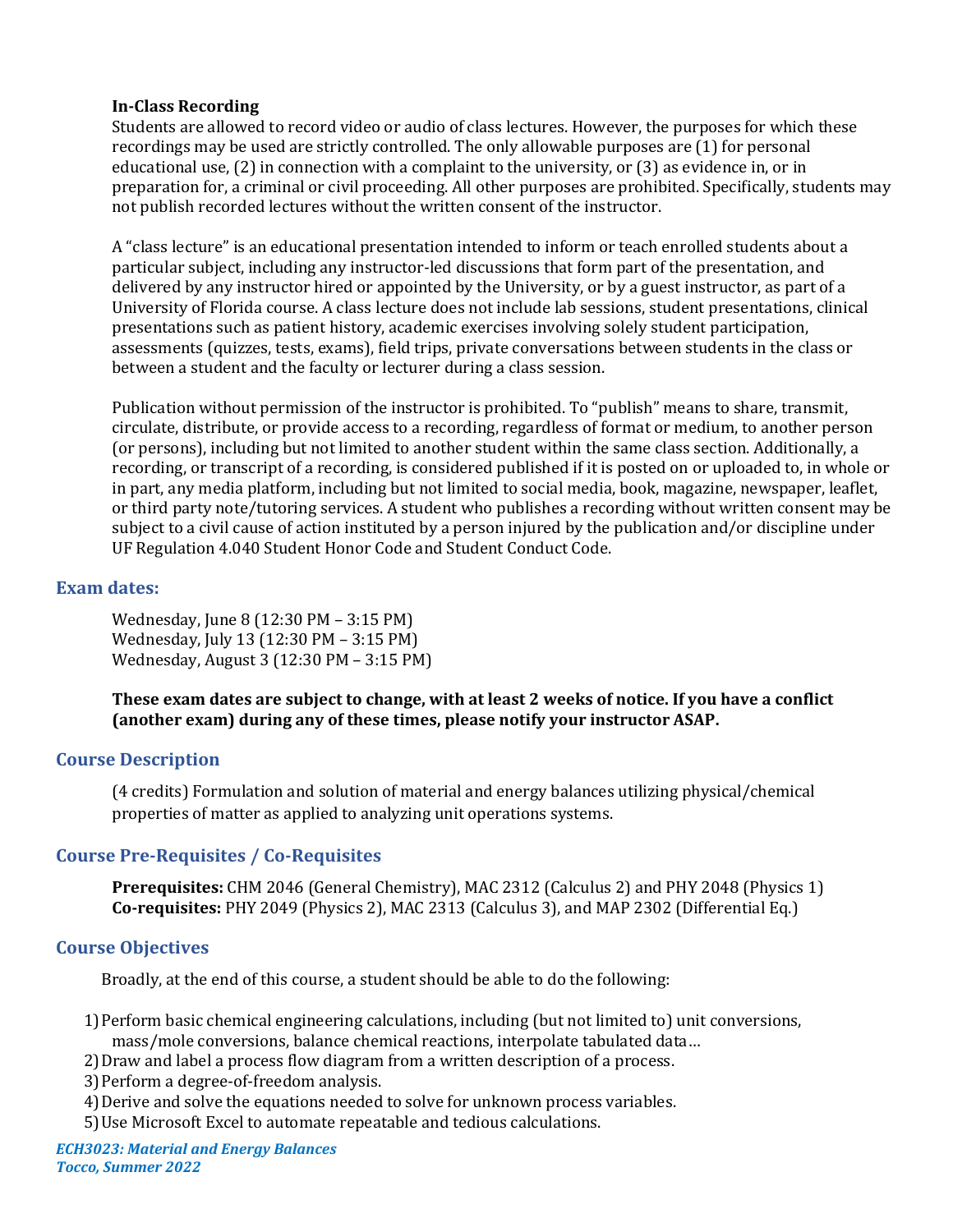**In-Class Recording**

Students are allowed to record video or audio of class lectures. However, the purposes for which these recordings may be used are strictly controlled. The only allowable purposes are (1) for personal educational use, (2) in connection with a complaint to the university, or (3) as evidence in, or in preparation for, a criminal or civil proceeding. All other purposes are prohibited. Specifically, students may not publish recorded lectures without the written consent of the instructor.

A "class lecture" is an educational presentation intended to inform or teach enrolled students about a particular subject, including any instructor-led discussions that form part of the presentation, and delivered by any instructor hired or appointed by the University, or by a guest instructor, as part of a University of Florida course. A class lecture does not include lab sessions, student presentations, clinical presentations such as patient history, academic exercises involving solely student participation, assessments (quizzes, tests, exams), field trips, private conversations between students in the class or between a student and the faculty or lecturer during a class session.

Publication without permission of the instructor is prohibited. To "publish" means to share, transmit, circulate, distribute, or provide access to a recording, regardless of format or medium, to another person (or persons), including but not limited to another student within the same class section. Additionally, a recording, or transcript of a recording, is considered published if it is posted on or uploaded to, in whole or in part, any media platform, including but not limited to social media, book, magazine, newspaper, leaflet, or third party note/tutoring services. A student who publishes a recording without written consent may be subject to a civil cause of action instituted by a person injured by the publication and/or discipline under UF Regulation 4.040 Student Honor Code and Student Conduct Code.

## Exam dates:

Wednesday, June 8 (12:30 PM – 3:15 PM)
Wednesday, July 13 (12:30 PM – 3:15 PM)
Wednesday, August 3 (12:30 PM – 3:15 PM)

**These exam dates are subject to change, with at least 2 weeks of notice. If you have a conflict (another exam) during any of these times, please notify your instructor ASAP.**

## Course Description

(4 credits) Formulation and solution of material and energy balances utilizing physical/chemical properties of matter as applied to analyzing unit operations systems.

## Course Pre-Requisites / Co-Requisites

**Prerequisites:** CHM 2046 (General Chemistry), MAC 2312 (Calculus 2) and PHY 2048 (Physics 1)
**Co-requisites:** PHY 2049 (Physics 2), MAC 2313 (Calculus 3), and MAP 2302 (Differential Eq.)

## Course Objectives

Broadly, at the end of this course, a student should be able to do the following:

1) Perform basic chemical engineering calculations, including (but not limited to) unit conversions, mass/mole conversions, balance chemical reactions, interpolate tabulated data…
2) Draw and label a process flow diagram from a written description of a process.
3) Perform a degree-of-freedom analysis.
4) Derive and solve the equations needed to solve for unknown process variables.
5) Use Microsoft Excel to automate repeatable and tedious calculations.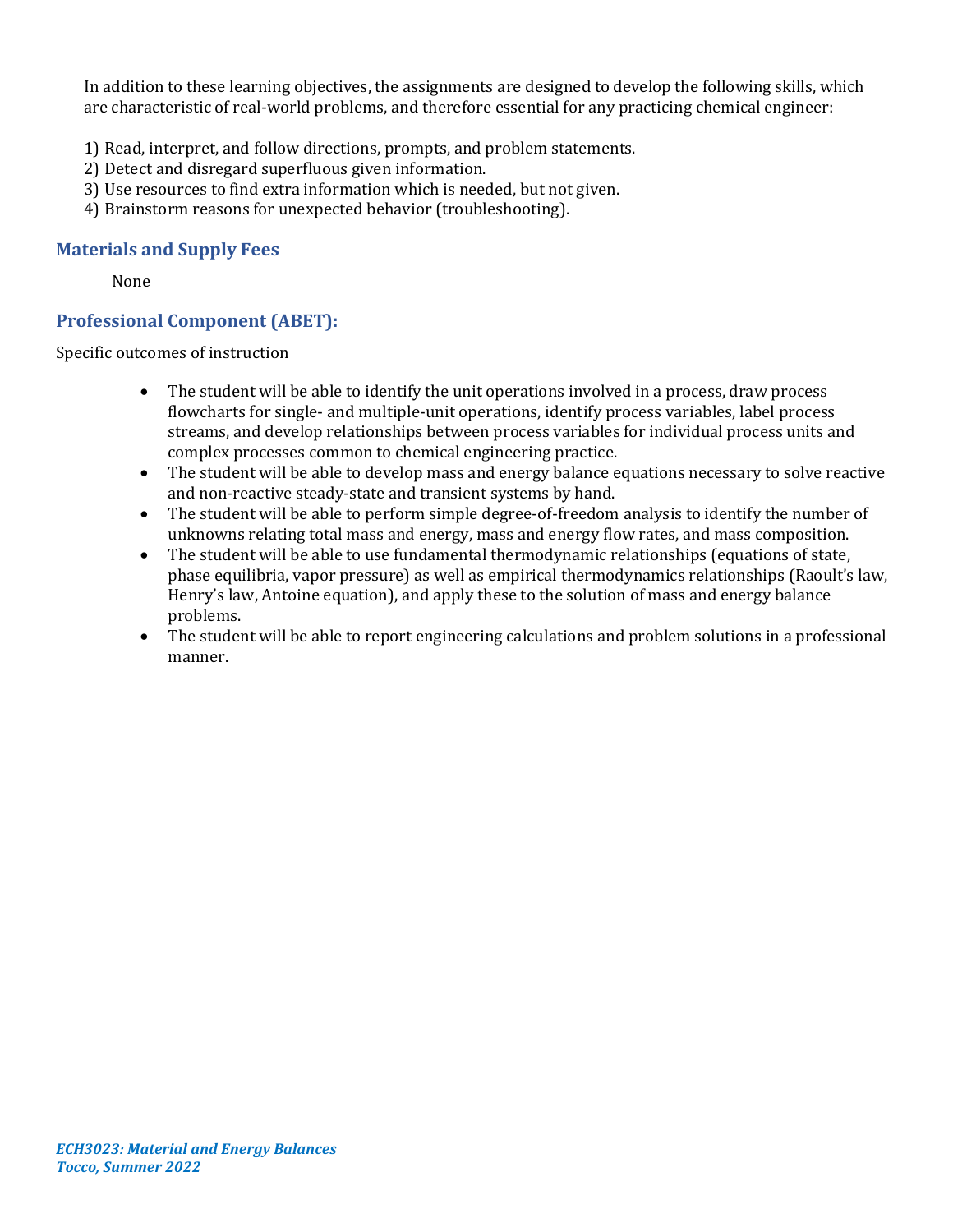In addition to these learning objectives, the assignments are designed to develop the following skills, which are characteristic of real-world problems, and therefore essential for any practicing chemical engineer:

1) Read, interpret, and follow directions, prompts, and problem statements.
2) Detect and disregard superfluous given information.
3) Use resources to find extra information which is needed, but not given.
4) Brainstorm reasons for unexpected behavior (troubleshooting).

## Materials and Supply Fees

None

## Professional Component (ABET):

Specific outcomes of instruction

- The student will be able to identify the unit operations involved in a process, draw process flowcharts for single- and multiple-unit operations, identify process variables, label process streams, and develop relationships between process variables for individual process units and complex processes common to chemical engineering practice.
- The student will be able to develop mass and energy balance equations necessary to solve reactive and non-reactive steady-state and transient systems by hand.
- The student will be able to perform simple degree-of-freedom analysis to identify the number of unknowns relating total mass and energy, mass and energy flow rates, and mass composition.
- The student will be able to use fundamental thermodynamic relationships (equations of state, phase equilibria, vapor pressure) as well as empirical thermodynamics relationships (Raoult's law, Henry's law, Antoine equation), and apply these to the solution of mass and energy balance problems.
- The student will be able to report engineering calculations and problem solutions in a professional manner.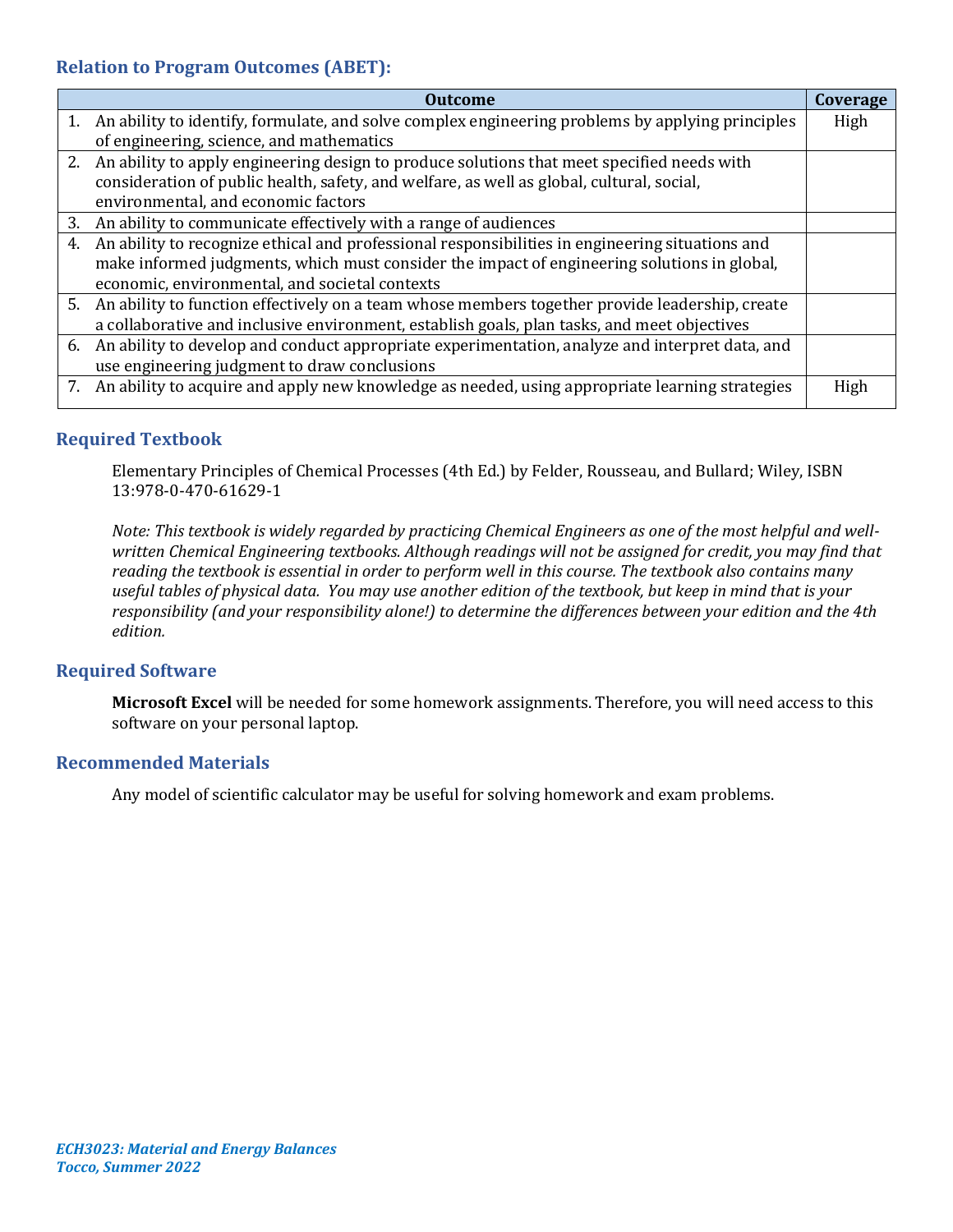## Relation to Program Outcomes (ABET):

| Outcome | Coverage |
| --- | --- |
| 1. An ability to identify, formulate, and solve complex engineering problems by applying principles of engineering, science, and mathematics | High |
| 2. An ability to apply engineering design to produce solutions that meet specified needs with consideration of public health, safety, and welfare, as well as global, cultural, social, environmental, and economic factors | |
| 3. An ability to communicate effectively with a range of audiences | |
| 4. An ability to recognize ethical and professional responsibilities in engineering situations and make informed judgments, which must consider the impact of engineering solutions in global, economic, environmental, and societal contexts | |
| 5. An ability to function effectively on a team whose members together provide leadership, create a collaborative and inclusive environment, establish goals, plan tasks, and meet objectives | |
| 6. An ability to develop and conduct appropriate experimentation, analyze and interpret data, and use engineering judgment to draw conclusions | |
| 7. An ability to acquire and apply new knowledge as needed, using appropriate learning strategies | High |

## Required Textbook

Elementary Principles of Chemical Processes (4th Ed.) by Felder, Rousseau, and Bullard; Wiley, ISBN 13:978-0-470-61629-1

*Note: This textbook is widely regarded by practicing Chemical Engineers as one of the most helpful and well-written Chemical Engineering textbooks. Although readings will not be assigned for credit, you may find that reading the textbook is essential in order to perform well in this course. The textbook also contains many useful tables of physical data. You may use another edition of the textbook, but keep in mind that is your responsibility (and your responsibility alone!) to determine the differences between your edition and the 4th edition.*

## Required Software

**Microsoft Excel** will be needed for some homework assignments. Therefore, you will need access to this software on your personal laptop.

## Recommended Materials

Any model of scientific calculator may be useful for solving homework and exam problems.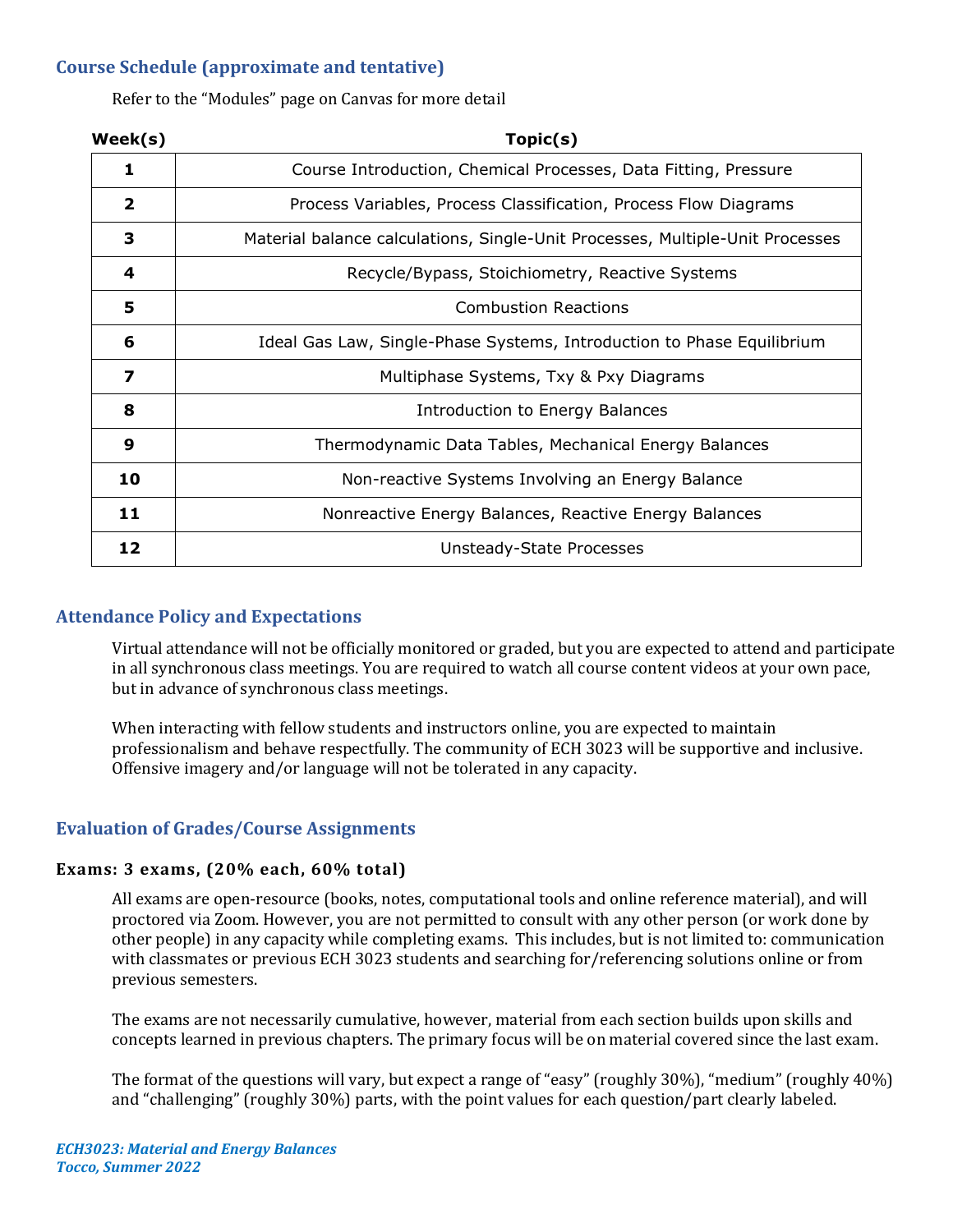## Course Schedule (approximate and tentative)

Refer to the "Modules" page on Canvas for more detail

| Week(s) | Topic(s) |
|---|---|
| 1 | Course Introduction, Chemical Processes, Data Fitting, Pressure |
| 2 | Process Variables, Process Classification, Process Flow Diagrams |
| 3 | Material balance calculations, Single-Unit Processes, Multiple-Unit Processes |
| 4 | Recycle/Bypass, Stoichiometry, Reactive Systems |
| 5 | Combustion Reactions |
| 6 | Ideal Gas Law, Single-Phase Systems, Introduction to Phase Equilibrium |
| 7 | Multiphase Systems, Txy & Pxy Diagrams |
| 8 | Introduction to Energy Balances |
| 9 | Thermodynamic Data Tables, Mechanical Energy Balances |
| 10 | Non-reactive Systems Involving an Energy Balance |
| 11 | Nonreactive Energy Balances, Reactive Energy Balances |
| 12 | Unsteady-State Processes |

## Attendance Policy and Expectations

Virtual attendance will not be officially monitored or graded, but you are expected to attend and participate in all synchronous class meetings. You are required to watch all course content videos at your own pace, but in advance of synchronous class meetings.

When interacting with fellow students and instructors online, you are expected to maintain professionalism and behave respectfully. The community of ECH 3023 will be supportive and inclusive. Offensive imagery and/or language will not be tolerated in any capacity.

## Evaluation of Grades/Course Assignments

### Exams: 3 exams, (20% each, 60% total)

All exams are open-resource (books, notes, computational tools and online reference material), and will proctored via Zoom. However, you are not permitted to consult with any other person (or work done by other people) in any capacity while completing exams. This includes, but is not limited to: communication with classmates or previous ECH 3023 students and searching for/referencing solutions online or from previous semesters.

The exams are not necessarily cumulative, however, material from each section builds upon skills and concepts learned in previous chapters. The primary focus will be on material covered since the last exam.

The format of the questions will vary, but expect a range of "easy" (roughly 30%), "medium" (roughly 40%) and "challenging" (roughly 30%) parts, with the point values for each question/part clearly labeled.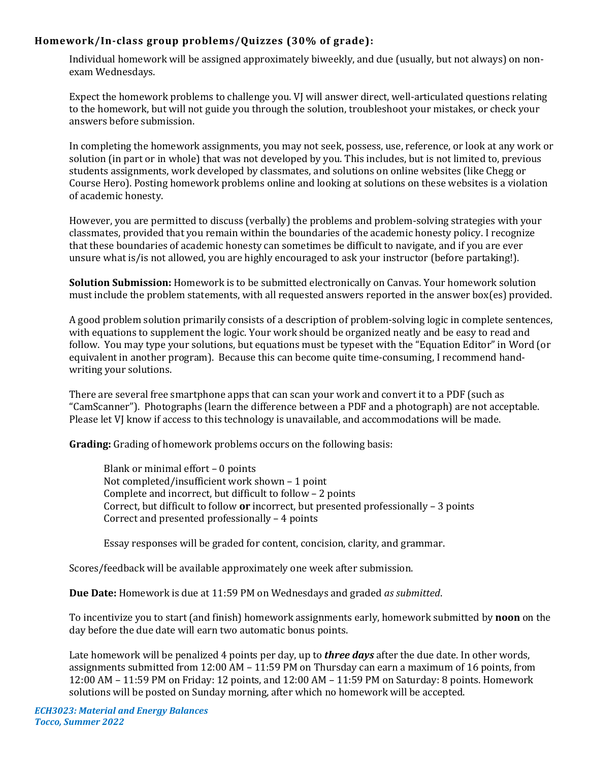### **Homework/In-class group problems/Quizzes (30% of grade):**

Individual homework will be assigned approximately biweekly, and due (usually, but not always) on non-exam Wednesdays.

Expect the homework problems to challenge you. VJ will answer direct, well-articulated questions relating to the homework, but will not guide you through the solution, troubleshoot your mistakes, or check your answers before submission.

In completing the homework assignments, you may not seek, possess, use, reference, or look at any work or solution (in part or in whole) that was not developed by you. This includes, but is not limited to, previous students assignments, work developed by classmates, and solutions on online websites (like Chegg or Course Hero). Posting homework problems online and looking at solutions on these websites is a violation of academic honesty.

However, you are permitted to discuss (verbally) the problems and problem-solving strategies with your classmates, provided that you remain within the boundaries of the academic honesty policy. I recognize that these boundaries of academic honesty can sometimes be difficult to navigate, and if you are ever unsure what is/is not allowed, you are highly encouraged to ask your instructor (before partaking!).

**Solution Submission:** Homework is to be submitted electronically on Canvas. Your homework solution must include the problem statements, with all requested answers reported in the answer box(es) provided.

A good problem solution primarily consists of a description of problem-solving logic in complete sentences, with equations to supplement the logic. Your work should be organized neatly and be easy to read and follow. You may type your solutions, but equations must be typeset with the "Equation Editor" in Word (or equivalent in another program). Because this can become quite time-consuming, I recommend hand-writing your solutions.

There are several free smartphone apps that can scan your work and convert it to a PDF (such as "CamScanner"). Photographs (learn the difference between a PDF and a photograph) are not acceptable. Please let VJ know if access to this technology is unavailable, and accommodations will be made.

**Grading:** Grading of homework problems occurs on the following basis:

> Blank or minimal effort – 0 points
> Not completed/insufficient work shown – 1 point
> Complete and incorrect, but difficult to follow – 2 points
> Correct, but difficult to follow **or** incorrect, but presented professionally – 3 points
> Correct and presented professionally – 4 points
>
> Essay responses will be graded for content, concision, clarity, and grammar.

Scores/feedback will be available approximately one week after submission.

**Due Date:** Homework is due at 11:59 PM on Wednesdays and graded *as submitted*.

To incentivize you to start (and finish) homework assignments early, homework submitted by **noon** on the day before the due date will earn two automatic bonus points.

Late homework will be penalized 4 points per day, up to ***three days*** after the due date. In other words, assignments submitted from 12:00 AM – 11:59 PM on Thursday can earn a maximum of 16 points, from 12:00 AM – 11:59 PM on Friday: 12 points, and 12:00 AM – 11:59 PM on Saturday: 8 points. Homework solutions will be posted on Sunday morning, after which no homework will be accepted.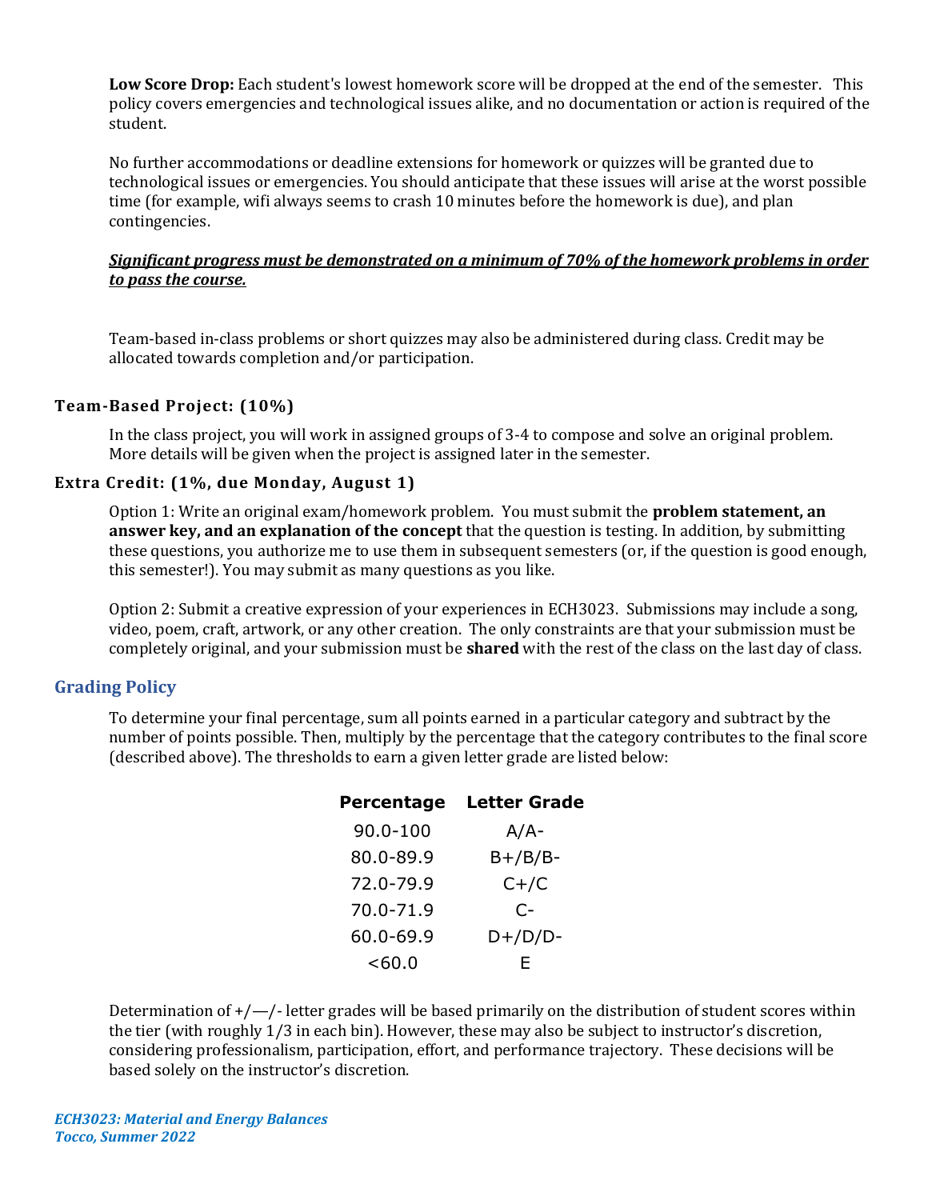**Low Score Drop:** Each student's lowest homework score will be dropped at the end of the semester. This policy covers emergencies and technological issues alike, and no documentation or action is required of the student.

No further accommodations or deadline extensions for homework or quizzes will be granted due to technological issues or emergencies. You should anticipate that these issues will arise at the worst possible time (for example, wifi always seems to crash 10 minutes before the homework is due), and plan contingencies.

***<u>Significant progress must be demonstrated on a minimum of 70% of the homework problems in order to pass the course.</u>***

Team-based in-class problems or short quizzes may also be administered during class. Credit may be allocated towards completion and/or participation.

### Team-Based Project: (10%)

In the class project, you will work in assigned groups of 3-4 to compose and solve an original problem. More details will be given when the project is assigned later in the semester.

### Extra Credit: (1%, due Monday, August 1)

Option 1: Write an original exam/homework problem. You must submit the **problem statement, an answer key, and an explanation of the concept** that the question is testing. In addition, by submitting these questions, you authorize me to use them in subsequent semesters (or, if the question is good enough, this semester!). You may submit as many questions as you like.

Option 2: Submit a creative expression of your experiences in ECH3023. Submissions may include a song, video, poem, craft, artwork, or any other creation. The only constraints are that your submission must be completely original, and your submission must be **shared** with the rest of the class on the last day of class.

## Grading Policy

To determine your final percentage, sum all points earned in a particular category and subtract by the number of points possible. Then, multiply by the percentage that the category contributes to the final score (described above). The thresholds to earn a given letter grade are listed below:

| Percentage | Letter Grade |
|---|---|
| 90.0-100 | A/A- |
| 80.0-89.9 | B+/B/B- |
| 72.0-79.9 | C+/C |
| 70.0-71.9 | C- |
| 60.0-69.9 | D+/D/D- |
| <60.0 | E |

Determination of +/—/- letter grades will be based primarily on the distribution of student scores within the tier (with roughly 1/3 in each bin). However, these may also be subject to instructor's discretion, considering professionalism, participation, effort, and performance trajectory. These decisions will be based solely on the instructor's discretion.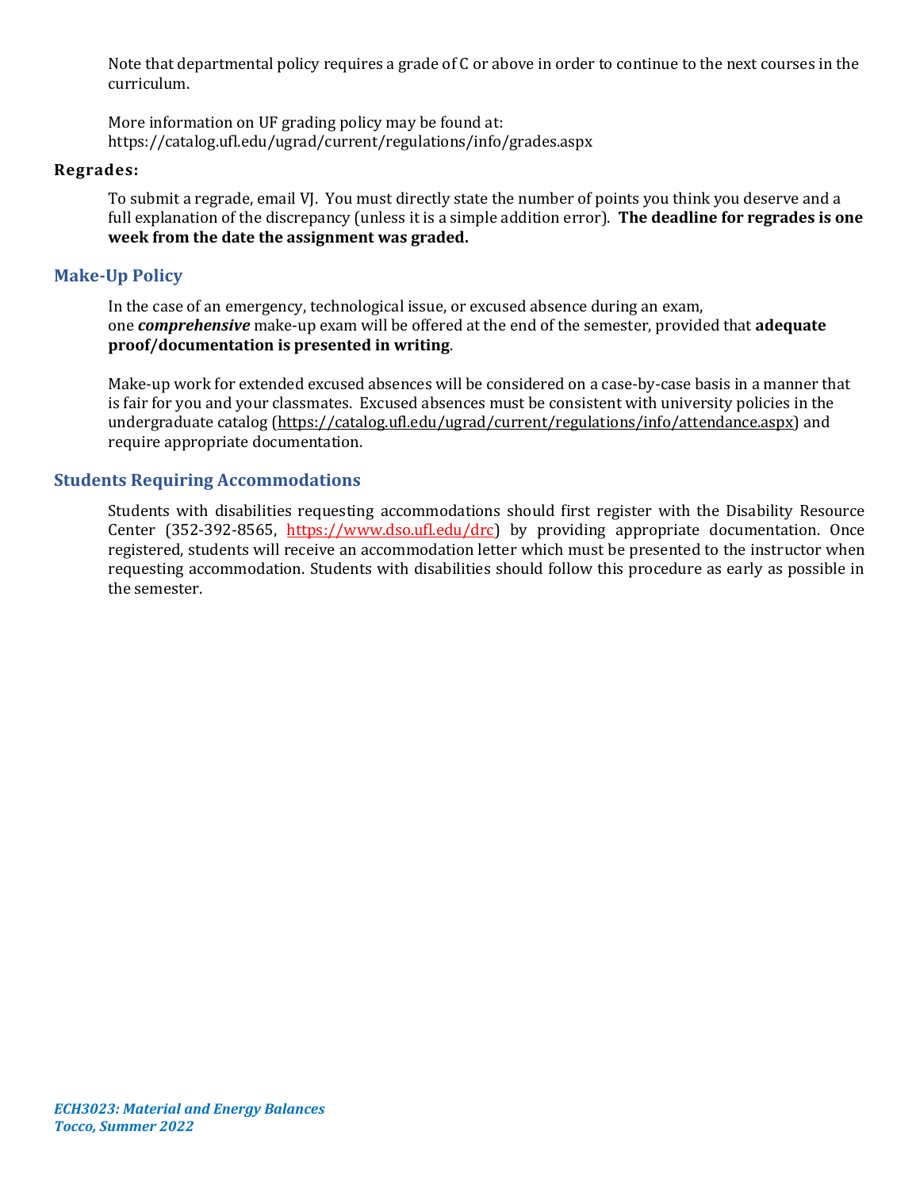Note that departmental policy requires a grade of C or above in order to continue to the next courses in the curriculum.

More information on UF grading policy may be found at:
https://catalog.ufl.edu/ugrad/current/regulations/info/grades.aspx

### Regrades:

To submit a regrade, email VJ. You must directly state the number of points you think you deserve and a full explanation of the discrepancy (unless it is a simple addition error). **The deadline for regrades is one week from the date the assignment was graded.**

## Make-Up Policy

In the case of an emergency, technological issue, or excused absence during an exam, one ***comprehensive*** make-up exam will be offered at the end of the semester, provided that **adequate proof/documentation is presented in writing**.

Make-up work for extended excused absences will be considered on a case-by-case basis in a manner that is fair for you and your classmates. Excused absences must be consistent with university policies in the undergraduate catalog (https://catalog.ufl.edu/ugrad/current/regulations/info/attendance.aspx) and require appropriate documentation.

## Students Requiring Accommodations

Students with disabilities requesting accommodations should first register with the Disability Resource Center (352-392-8565, https://www.dso.ufl.edu/drc) by providing appropriate documentation. Once registered, students will receive an accommodation letter which must be presented to the instructor when requesting accommodation. Students with disabilities should follow this procedure as early as possible in the semester.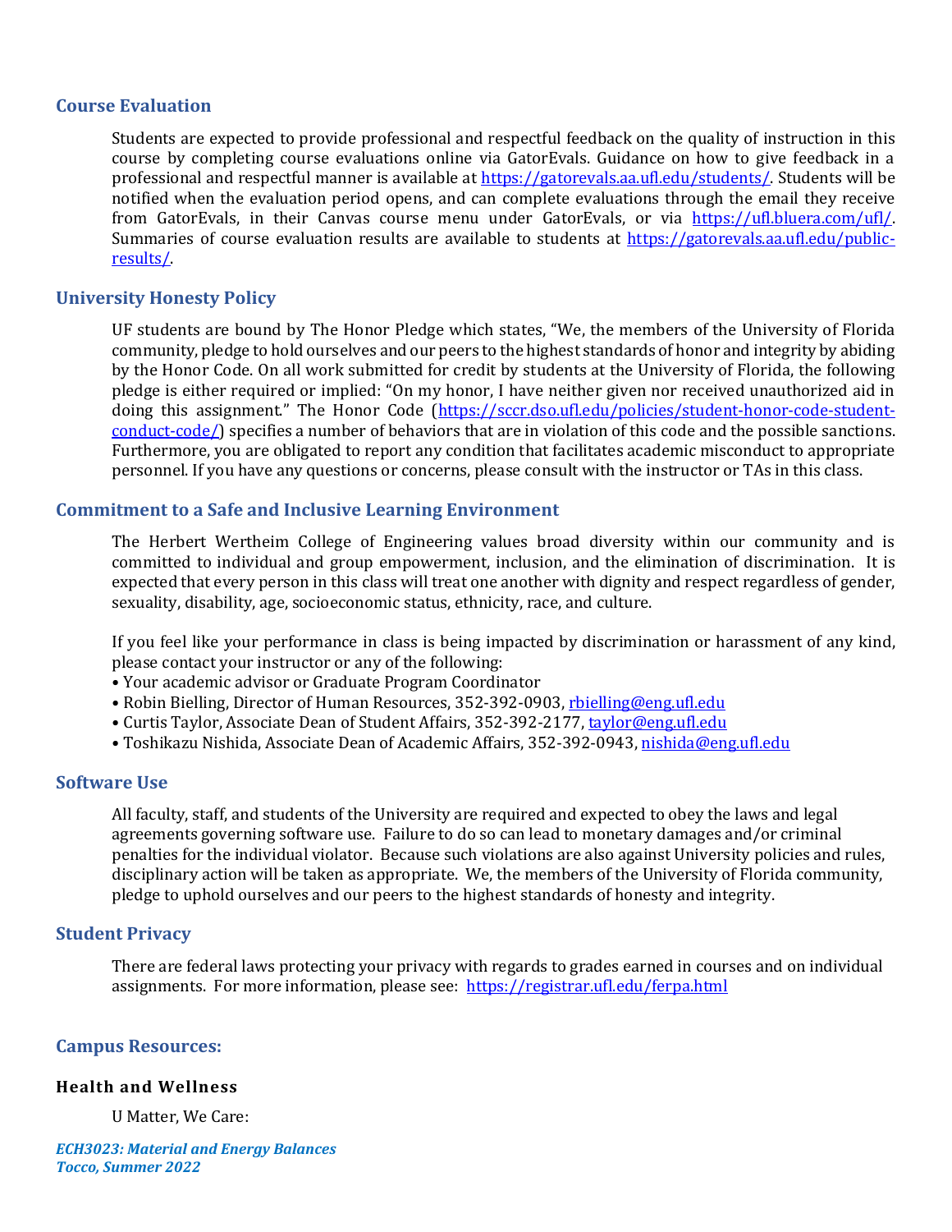## Course Evaluation

Students are expected to provide professional and respectful feedback on the quality of instruction in this course by completing course evaluations online via GatorEvals. Guidance on how to give feedback in a professional and respectful manner is available at https://gatorevals.aa.ufl.edu/students/. Students will be notified when the evaluation period opens, and can complete evaluations through the email they receive from GatorEvals, in their Canvas course menu under GatorEvals, or via https://ufl.bluera.com/ufl/. Summaries of course evaluation results are available to students at https://gatorevals.aa.ufl.edu/public-results/.

## University Honesty Policy

UF students are bound by The Honor Pledge which states, "We, the members of the University of Florida community, pledge to hold ourselves and our peers to the highest standards of honor and integrity by abiding by the Honor Code. On all work submitted for credit by students at the University of Florida, the following pledge is either required or implied: "On my honor, I have neither given nor received unauthorized aid in doing this assignment." The Honor Code (https://sccr.dso.ufl.edu/policies/student-honor-code-student-conduct-code/) specifies a number of behaviors that are in violation of this code and the possible sanctions. Furthermore, you are obligated to report any condition that facilitates academic misconduct to appropriate personnel. If you have any questions or concerns, please consult with the instructor or TAs in this class.

## Commitment to a Safe and Inclusive Learning Environment

The Herbert Wertheim College of Engineering values broad diversity within our community and is committed to individual and group empowerment, inclusion, and the elimination of discrimination. It is expected that every person in this class will treat one another with dignity and respect regardless of gender, sexuality, disability, age, socioeconomic status, ethnicity, race, and culture.

If you feel like your performance in class is being impacted by discrimination or harassment of any kind, please contact your instructor or any of the following:

- Your academic advisor or Graduate Program Coordinator
- Robin Bielling, Director of Human Resources, 352-392-0903, rbielling@eng.ufl.edu
- Curtis Taylor, Associate Dean of Student Affairs, 352-392-2177, taylor@eng.ufl.edu
- Toshikazu Nishida, Associate Dean of Academic Affairs, 352-392-0943, nishida@eng.ufl.edu

## Software Use

All faculty, staff, and students of the University are required and expected to obey the laws and legal agreements governing software use. Failure to do so can lead to monetary damages and/or criminal penalties for the individual violator. Because such violations are also against University policies and rules, disciplinary action will be taken as appropriate. We, the members of the University of Florida community, pledge to uphold ourselves and our peers to the highest standards of honesty and integrity.

## Student Privacy

There are federal laws protecting your privacy with regards to grades earned in courses and on individual assignments. For more information, please see: https://registrar.ufl.edu/ferpa.html

## Campus Resources:

### Health and Wellness

U Matter, We Care: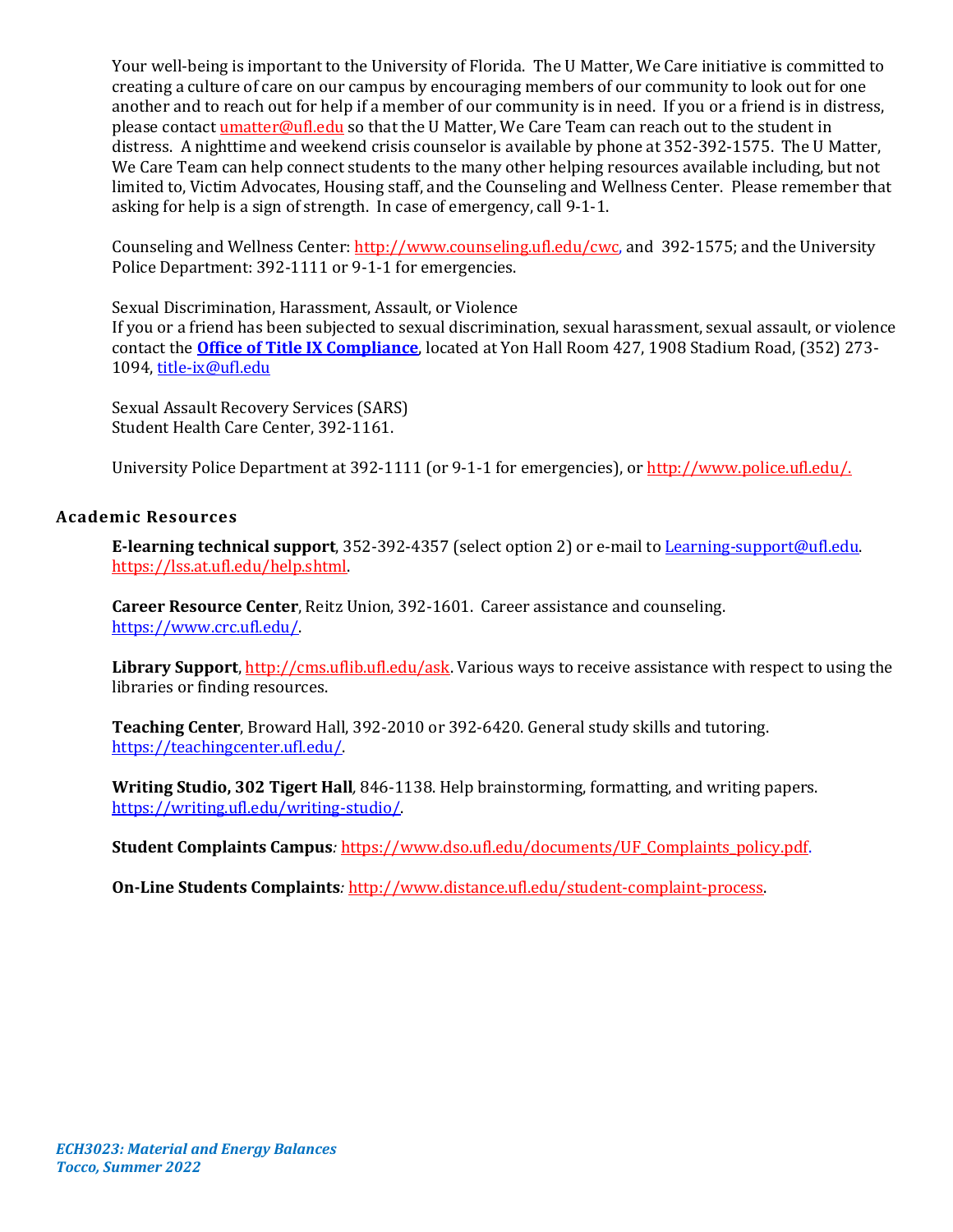Your well-being is important to the University of Florida. The U Matter, We Care initiative is committed to creating a culture of care on our campus by encouraging members of our community to look out for one another and to reach out for help if a member of our community is in need. If you or a friend is in distress, please contact umatter@ufl.edu so that the U Matter, We Care Team can reach out to the student in distress. A nighttime and weekend crisis counselor is available by phone at 352-392-1575. The U Matter, We Care Team can help connect students to the many other helping resources available including, but not limited to, Victim Advocates, Housing staff, and the Counseling and Wellness Center. Please remember that asking for help is a sign of strength. In case of emergency, call 9-1-1.

Counseling and Wellness Center: http://www.counseling.ufl.edu/cwc, and 392-1575; and the University Police Department: 392-1111 or 9-1-1 for emergencies.

Sexual Discrimination, Harassment, Assault, or Violence
If you or a friend has been subjected to sexual discrimination, sexual harassment, sexual assault, or violence contact the **Office of Title IX Compliance**, located at Yon Hall Room 427, 1908 Stadium Road, (352) 273-1094, title-ix@ufl.edu

Sexual Assault Recovery Services (SARS)
Student Health Care Center, 392-1161.

University Police Department at 392-1111 (or 9-1-1 for emergencies), or http://www.police.ufl.edu/.

## Academic Resources

**E-learning technical support**, 352-392-4357 (select option 2) or e-mail to Learning-support@ufl.edu. https://lss.at.ufl.edu/help.shtml.

**Career Resource Center**, Reitz Union, 392-1601. Career assistance and counseling. https://www.crc.ufl.edu/.

**Library Support**, http://cms.uflib.ufl.edu/ask. Various ways to receive assistance with respect to using the libraries or finding resources.

**Teaching Center**, Broward Hall, 392-2010 or 392-6420. General study skills and tutoring. https://teachingcenter.ufl.edu/.

**Writing Studio, 302 Tigert Hall**, 846-1138. Help brainstorming, formatting, and writing papers. https://writing.ufl.edu/writing-studio/.

**Student Complaints Campus**: https://www.dso.ufl.edu/documents/UF_Complaints_policy.pdf.

**On-Line Students Complaints**: http://www.distance.ufl.edu/student-complaint-process.